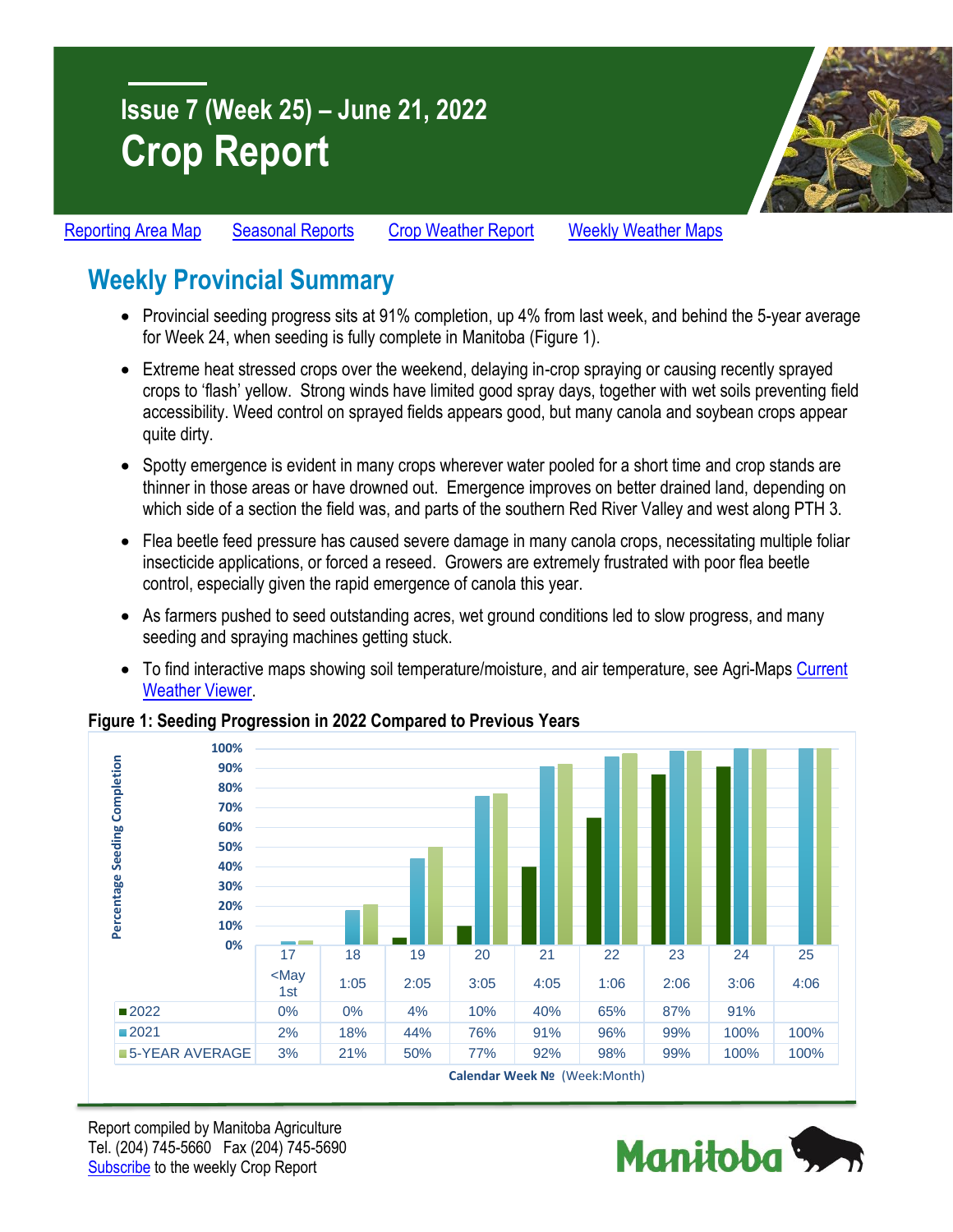# Issue 7 (Week 25) – June 21, 2022

# Crop Report

[Reporting Area Map](#) [Seasonal Reports](#) [Crop Weather Report](#) [Weekly Weather Maps](#)

## Weekly Provincial Summary

- Provincial seeding progress sits at 91% completion, up 4% from last week, and behind the 5-year average for Week 24, when seeding is fully complete in Manitoba (Figure 1).
- Extreme heat stressed crops over the weekend, delaying in-crop spraying or causing recently sprayed crops to 'flash' yellow. Strong winds have limited good spray days, together with wet soils preventing field accessibility. Weed control on sprayed fields appears good, but many canola and soybean crops appear quite dirty.
- Spotty emergence is evident in many crops wherever water pooled for a short time and crop stands are thinner in those areas or have drowned out. Emergence improves on better drained land, depending on which side of a section the field was, and parts of the southern Red River Valley and west along PTH 3.
- Flea beetle feed pressure has caused severe damage in many canola crops, necessitating multiple foliar insecticide applications, or forced a reseed. Growers are extremely frustrated with poor flea beetle control, especially given the rapid emergence of canola this year.
- As farmers pushed to seed outstanding acres, wet ground conditions led to slow progress, and many seeding and spraying machines getting stuck.
- To find interactive maps showing soil temperature/moisture, and air temperature, see Agri-Maps [Current Weather Viewer](#).

**Figure 1: Seeding Progression in 2022 Compared to Previous Years**

Percentage Seeding Completion by Calendar Week № (Week:Month)

| | 17 (<May 1st) | 18 (1:05) | 19 (2:05) | 20 (3:05) | 21 (4:05) | 22 (1:06) | 23 (2:06) | 24 (3:06) | 25 (4:06) |
|---|---|---|---|---|---|---|---|---|---|
| 2022 | 0% | 0% | 4% | 10% | 40% | 65% | 87% | 91% | |
| 2021 | 2% | 18% | 44% | 76% | 91% | 96% | 99% | 100% | 100% |
| 5-YEAR AVERAGE | 3% | 21% | 50% | 77% | 92% | 98% | 99% | 100% | 100% |

Report compiled by Manitoba Agriculture
Tel. (204) 745-5660 Fax (204) 745-5690
[Subscribe](#) to the weekly Crop Report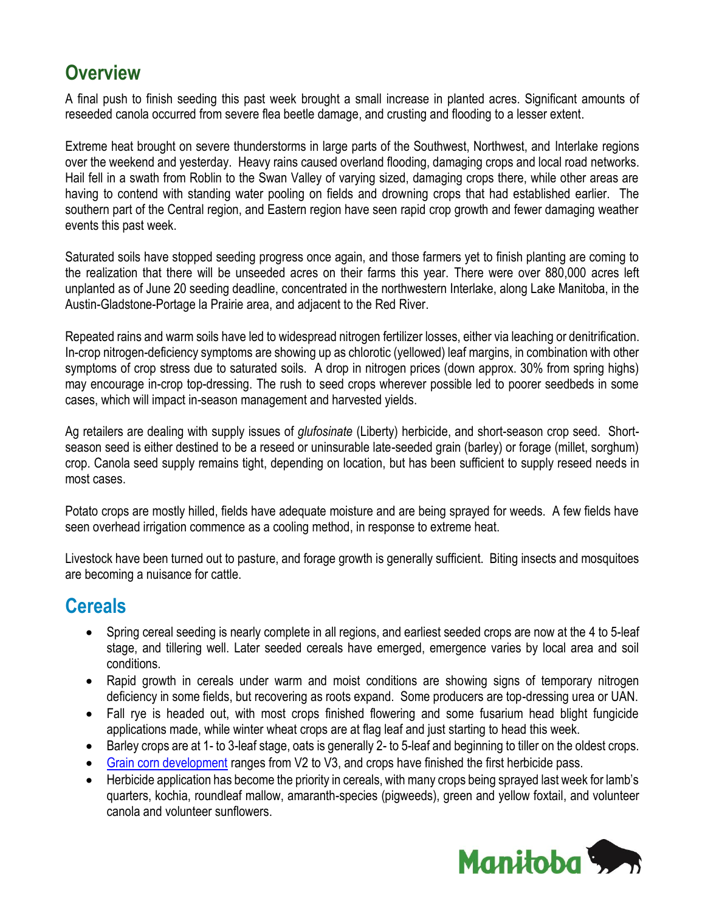## Overview

A final push to finish seeding this past week brought a small increase in planted acres. Significant amounts of reseeded canola occurred from severe flea beetle damage, and crusting and flooding to a lesser extent.

Extreme heat brought on severe thunderstorms in large parts of the Southwest, Northwest, and Interlake regions over the weekend and yesterday. Heavy rains caused overland flooding, damaging crops and local road networks. Hail fell in a swath from Roblin to the Swan Valley of varying sized, damaging crops there, while other areas are having to contend with standing water pooling on fields and drowning crops that had established earlier. The southern part of the Central region, and Eastern region have seen rapid crop growth and fewer damaging weather events this past week.

Saturated soils have stopped seeding progress once again, and those farmers yet to finish planting are coming to the realization that there will be unseeded acres on their farms this year. There were over 880,000 acres left unplanted as of June 20 seeding deadline, concentrated in the northwestern Interlake, along Lake Manitoba, in the Austin-Gladstone-Portage la Prairie area, and adjacent to the Red River.

Repeated rains and warm soils have led to widespread nitrogen fertilizer losses, either via leaching or denitrification. In-crop nitrogen-deficiency symptoms are showing up as chlorotic (yellowed) leaf margins, in combination with other symptoms of crop stress due to saturated soils. A drop in nitrogen prices (down approx. 30% from spring highs) may encourage in-crop top-dressing. The rush to seed crops wherever possible led to poorer seedbeds in some cases, which will impact in-season management and harvested yields.

Ag retailers are dealing with supply issues of *glufosinate* (Liberty) herbicide, and short-season crop seed. Short-season seed is either destined to be a reseed or uninsurable late-seeded grain (barley) or forage (millet, sorghum) crop. Canola seed supply remains tight, depending on location, but has been sufficient to supply reseed needs in most cases.

Potato crops are mostly hilled, fields have adequate moisture and are being sprayed for weeds. A few fields have seen overhead irrigation commence as a cooling method, in response to extreme heat.

Livestock have been turned out to pasture, and forage growth is generally sufficient. Biting insects and mosquitoes are becoming a nuisance for cattle.

## Cereals

- Spring cereal seeding is nearly complete in all regions, and earliest seeded crops are now at the 4 to 5-leaf stage, and tillering well. Later seeded cereals have emerged, emergence varies by local area and soil conditions.
- Rapid growth in cereals under warm and moist conditions are showing signs of temporary nitrogen deficiency in some fields, but recovering as roots expand. Some producers are top-dressing urea or UAN.
- Fall rye is headed out, with most crops finished flowering and some fusarium head blight fungicide applications made, while winter wheat crops are at flag leaf and just starting to head this week.
- Barley crops are at 1- to 3-leaf stage, oats is generally 2- to 5-leaf and beginning to tiller on the oldest crops.
- Grain corn development ranges from V2 to V3, and crops have finished the first herbicide pass.
- Herbicide application has become the priority in cereals, with many crops being sprayed last week for lamb's quarters, kochia, roundleaf mallow, amaranth-species (pigweeds), green and yellow foxtail, and volunteer canola and volunteer sunflowers.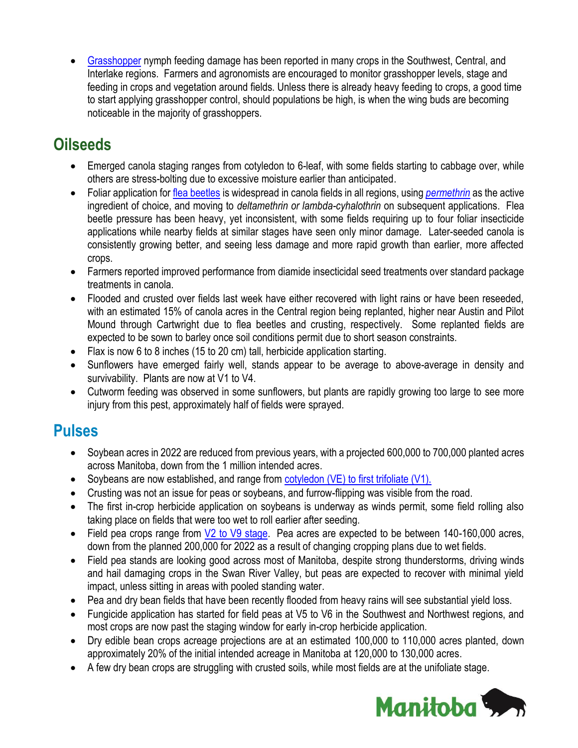- [Grasshopper](#) nymph feeding damage has been reported in many crops in the Southwest, Central, and Interlake regions. Farmers and agronomists are encouraged to monitor grasshopper levels, stage and feeding in crops and vegetation around fields. Unless there is already heavy feeding to crops, a good time to start applying grasshopper control, should populations be high, is when the wing buds are becoming noticeable in the majority of grasshoppers.

## Oilseeds

- Emerged canola staging ranges from cotyledon to 6-leaf, with some fields starting to cabbage over, while others are stress-bolting due to excessive moisture earlier than anticipated.
- Foliar application for [flea beetles](#) is widespread in canola fields in all regions, using *[permethrin](#)* as the active ingredient of choice, and moving to *deltamethrin or lambda-cyhalothrin* on subsequent applications. Flea beetle pressure has been heavy, yet inconsistent, with some fields requiring up to four foliar insecticide applications while nearby fields at similar stages have seen only minor damage. Later-seeded canola is consistently growing better, and seeing less damage and more rapid growth than earlier, more affected crops.
- Farmers reported improved performance from diamide insecticidal seed treatments over standard package treatments in canola.
- Flooded and crusted over fields last week have either recovered with light rains or have been reseeded, with an estimated 15% of canola acres in the Central region being replanted, higher near Austin and Pilot Mound through Cartwright due to flea beetles and crusting, respectively. Some replanted fields are expected to be sown to barley once soil conditions permit due to short season constraints.
- Flax is now 6 to 8 inches (15 to 20 cm) tall, herbicide application starting.
- Sunflowers have emerged fairly well, stands appear to be average to above-average in density and survivability. Plants are now at V1 to V4.
- Cutworm feeding was observed in some sunflowers, but plants are rapidly growing too large to see more injury from this pest, approximately half of fields were sprayed.

## Pulses

- Soybean acres in 2022 are reduced from previous years, with a projected 600,000 to 700,000 planted acres across Manitoba, down from the 1 million intended acres.
- Soybeans are now established, and range from [cotyledon (VE) to first trifoliate (V1).](#)
- Crusting was not an issue for peas or soybeans, and furrow-flipping was visible from the road.
- The first in-crop herbicide application on soybeans is underway as winds permit, some field rolling also taking place on fields that were too wet to roll earlier after seeding.
- Field pea crops range from [V2 to V9 stage](#). Pea acres are expected to be between 140-160,000 acres, down from the planned 200,000 for 2022 as a result of changing cropping plans due to wet fields.
- Field pea stands are looking good across most of Manitoba, despite strong thunderstorms, driving winds and hail damaging crops in the Swan River Valley, but peas are expected to recover with minimal yield impact, unless sitting in areas with pooled standing water.
- Pea and dry bean fields that have been recently flooded from heavy rains will see substantial yield loss.
- Fungicide application has started for field peas at V5 to V6 in the Southwest and Northwest regions, and most crops are now past the staging window for early in-crop herbicide application.
- Dry edible bean crops acreage projections are at an estimated 100,000 to 110,000 acres planted, down approximately 20% of the initial intended acreage in Manitoba at 120,000 to 130,000 acres.
- A few dry bean crops are struggling with crusted soils, while most fields are at the unifoliate stage.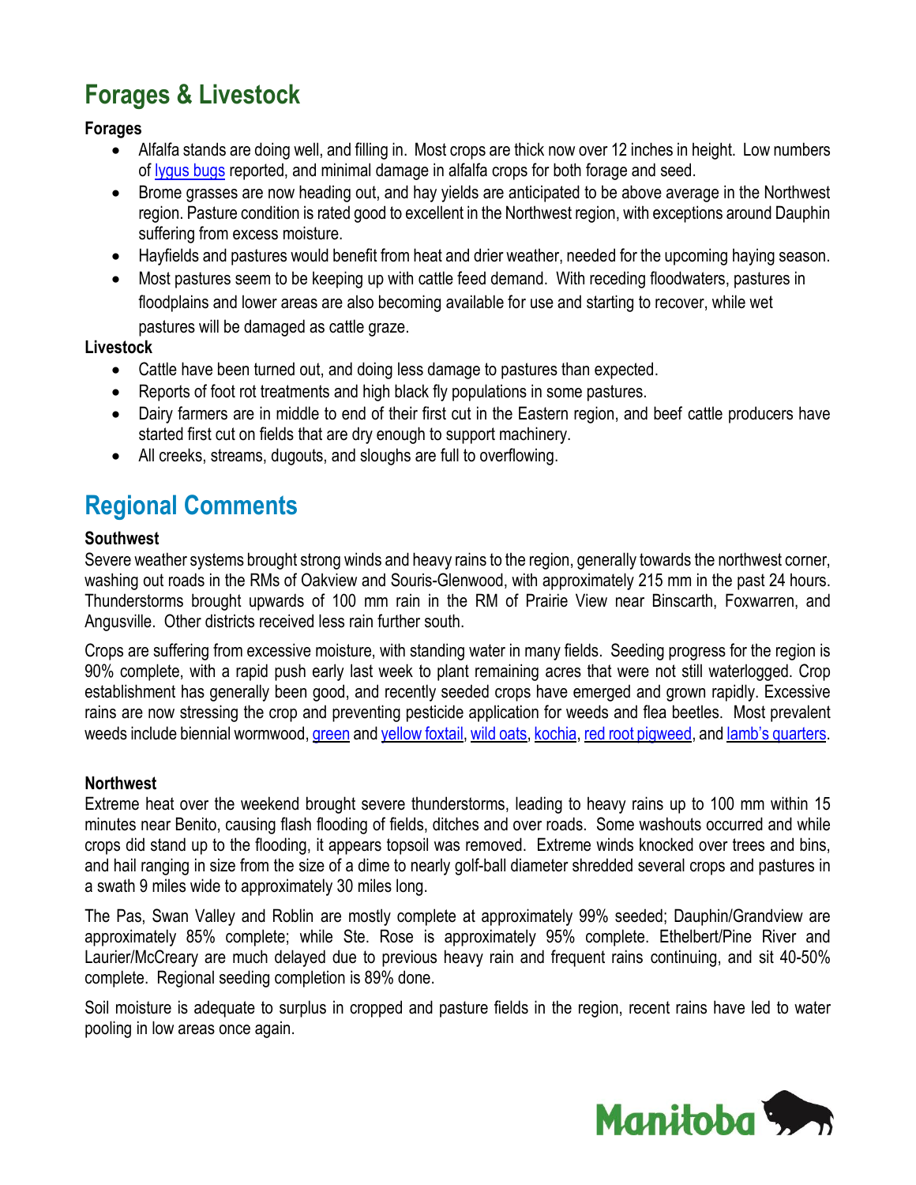# Forages & Livestock

### Forages

- Alfalfa stands are doing well, and filling in. Most crops are thick now over 12 inches in height. Low numbers of lygus bugs reported, and minimal damage in alfalfa crops for both forage and seed.
- Brome grasses are now heading out, and hay yields are anticipated to be above average in the Northwest region. Pasture condition is rated good to excellent in the Northwest region, with exceptions around Dauphin suffering from excess moisture.
- Hayfields and pastures would benefit from heat and drier weather, needed for the upcoming haying season.
- Most pastures seem to be keeping up with cattle feed demand. With receding floodwaters, pastures in floodplains and lower areas are also becoming available for use and starting to recover, while wet pastures will be damaged as cattle graze.

### Livestock

- Cattle have been turned out, and doing less damage to pastures than expected.
- Reports of foot rot treatments and high black fly populations in some pastures.
- Dairy farmers are in middle to end of their first cut in the Eastern region, and beef cattle producers have started first cut on fields that are dry enough to support machinery.
- All creeks, streams, dugouts, and sloughs are full to overflowing.

# Regional Comments

### Southwest

Severe weather systems brought strong winds and heavy rains to the region, generally towards the northwest corner, washing out roads in the RMs of Oakview and Souris-Glenwood, with approximately 215 mm in the past 24 hours. Thunderstorms brought upwards of 100 mm rain in the RM of Prairie View near Binscarth, Foxwarren, and Angusville. Other districts received less rain further south.

Crops are suffering from excessive moisture, with standing water in many fields. Seeding progress for the region is 90% complete, with a rapid push early last week to plant remaining acres that were not still waterlogged. Crop establishment has generally been good, and recently seeded crops have emerged and grown rapidly. Excessive rains are now stressing the crop and preventing pesticide application for weeds and flea beetles. Most prevalent weeds include biennial wormwood, green and yellow foxtail, wild oats, kochia, red root pigweed, and lamb's quarters.

### Northwest

Extreme heat over the weekend brought severe thunderstorms, leading to heavy rains up to 100 mm within 15 minutes near Benito, causing flash flooding of fields, ditches and over roads. Some washouts occurred and while crops did stand up to the flooding, it appears topsoil was removed. Extreme winds knocked over trees and bins, and hail ranging in size from the size of a dime to nearly golf-ball diameter shredded several crops and pastures in a swath 9 miles wide to approximately 30 miles long.

The Pas, Swan Valley and Roblin are mostly complete at approximately 99% seeded; Dauphin/Grandview are approximately 85% complete; while Ste. Rose is approximately 95% complete. Ethelbert/Pine River and Laurier/McCreary are much delayed due to previous heavy rain and frequent rains continuing, and sit 40-50% complete. Regional seeding completion is 89% done.

Soil moisture is adequate to surplus in cropped and pasture fields in the region, recent rains have led to water pooling in low areas once again.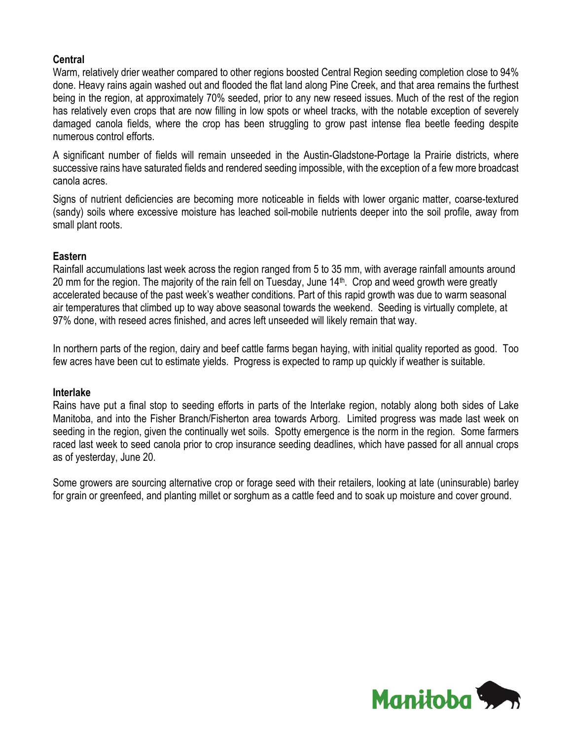**Central**

Warm, relatively drier weather compared to other regions boosted Central Region seeding completion close to 94% done. Heavy rains again washed out and flooded the flat land along Pine Creek, and that area remains the furthest being in the region, at approximately 70% seeded, prior to any new reseed issues. Much of the rest of the region has relatively even crops that are now filling in low spots or wheel tracks, with the notable exception of severely damaged canola fields, where the crop has been struggling to grow past intense flea beetle feeding despite numerous control efforts.

A significant number of fields will remain unseeded in the Austin-Gladstone-Portage la Prairie districts, where successive rains have saturated fields and rendered seeding impossible, with the exception of a few more broadcast canola acres.

Signs of nutrient deficiencies are becoming more noticeable in fields with lower organic matter, coarse-textured (sandy) soils where excessive moisture has leached soil-mobile nutrients deeper into the soil profile, away from small plant roots.

**Eastern**

Rainfall accumulations last week across the region ranged from 5 to 35 mm, with average rainfall amounts around 20 mm for the region. The majority of the rain fell on Tuesday, June 14th. Crop and weed growth were greatly accelerated because of the past week's weather conditions. Part of this rapid growth was due to warm seasonal air temperatures that climbed up to way above seasonal towards the weekend. Seeding is virtually complete, at 97% done, with reseed acres finished, and acres left unseeded will likely remain that way.

In northern parts of the region, dairy and beef cattle farms began haying, with initial quality reported as good. Too few acres have been cut to estimate yields. Progress is expected to ramp up quickly if weather is suitable.

**Interlake**

Rains have put a final stop to seeding efforts in parts of the Interlake region, notably along both sides of Lake Manitoba, and into the Fisher Branch/Fisherton area towards Arborg. Limited progress was made last week on seeding in the region, given the continually wet soils. Spotty emergence is the norm in the region. Some farmers raced last week to seed canola prior to crop insurance seeding deadlines, which have passed for all annual crops as of yesterday, June 20.

Some growers are sourcing alternative crop or forage seed with their retailers, looking at late (uninsurable) barley for grain or greenfeed, and planting millet or sorghum as a cattle feed and to soak up moisture and cover ground.